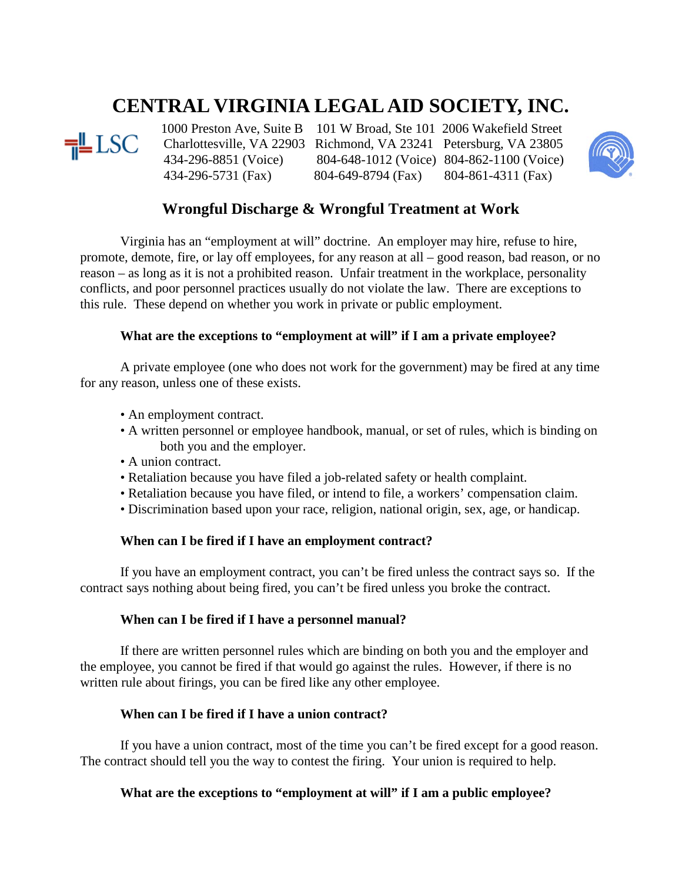# CENTRAL VIRGINIA LEGAL AID SOCIETY, INC.

| | | |
|---|---|---|
| 1000 Preston Ave, Suite B | 101 W Broad, Ste 101 | 2006 Wakefield Street |
| Charlottesville, VA 22903 | Richmond, VA 23241 | Petersburg, VA 23805 |
| 434-296-8851 (Voice) | 804-648-1012 (Voice) | 804-862-1100 (Voice) |
| 434-296-5731 (Fax) | 804-649-8794 (Fax) | 804-861-4311 (Fax) |

## Wrongful Discharge & Wrongful Treatment at Work

Virginia has an "employment at will" doctrine. An employer may hire, refuse to hire, promote, demote, fire, or lay off employees, for any reason at all – good reason, bad reason, or no reason – as long as it is not a prohibited reason. Unfair treatment in the workplace, personality conflicts, and poor personnel practices usually do not violate the law. There are exceptions to this rule. These depend on whether you work in private or public employment.

### What are the exceptions to "employment at will" if I am a private employee?

A private employee (one who does not work for the government) may be fired at any time for any reason, unless one of these exists.

- An employment contract.
- A written personnel or employee handbook, manual, or set of rules, which is binding on both you and the employer.
- A union contract.
- Retaliation because you have filed a job-related safety or health complaint.
- Retaliation because you have filed, or intend to file, a workers' compensation claim.
- Discrimination based upon your race, religion, national origin, sex, age, or handicap.

### When can I be fired if I have an employment contract?

If you have an employment contract, you can't be fired unless the contract says so. If the contract says nothing about being fired, you can't be fired unless you broke the contract.

### When can I be fired if I have a personnel manual?

If there are written personnel rules which are binding on both you and the employer and the employee, you cannot be fired if that would go against the rules. However, if there is no written rule about firings, you can be fired like any other employee.

### When can I be fired if I have a union contract?

If you have a union contract, most of the time you can't be fired except for a good reason. The contract should tell you the way to contest the firing. Your union is required to help.

### What are the exceptions to "employment at will" if I am a public employee?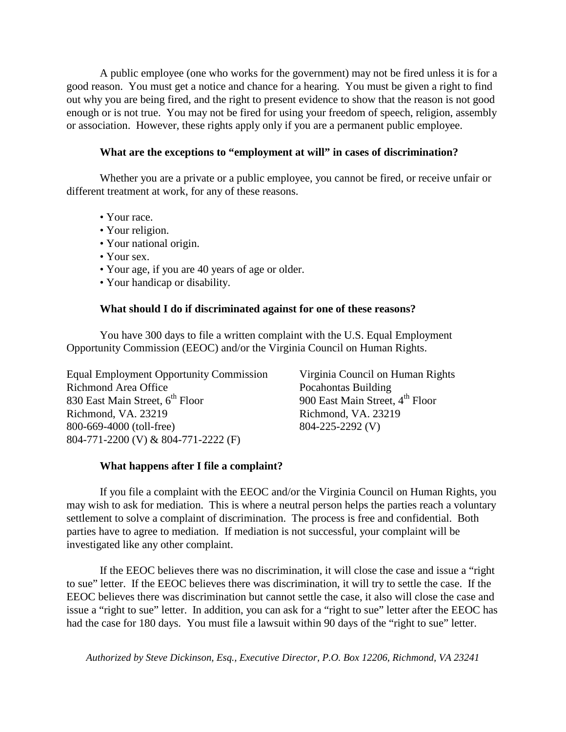A public employee (one who works for the government) may not be fired unless it is for a good reason. You must get a notice and chance for a hearing. You must be given a right to find out why you are being fired, and the right to present evidence to show that the reason is not good enough or is not true. You may not be fired for using your freedom of speech, religion, assembly or association. However, these rights apply only if you are a permanent public employee.

### What are the exceptions to "employment at will" in cases of discrimination?

Whether you are a private or a public employee, you cannot be fired, or receive unfair or different treatment at work, for any of these reasons.

- Your race.
- Your religion.
- Your national origin.
- Your sex.
- Your age, if you are 40 years of age or older.
- Your handicap or disability.

### What should I do if discriminated against for one of these reasons?

You have 300 days to file a written complaint with the U.S. Equal Employment Opportunity Commission (EEOC) and/or the Virginia Council on Human Rights.

Equal Employment Opportunity Commission
Richmond Area Office
830 East Main Street, 6th Floor
Richmond, VA. 23219
800-669-4000 (toll-free)
804-771-2200 (V) & 804-771-2222 (F)

Virginia Council on Human Rights
Pocahontas Building
900 East Main Street, 4th Floor
Richmond, VA. 23219
804-225-2292 (V)

### What happens after I file a complaint?

If you file a complaint with the EEOC and/or the Virginia Council on Human Rights, you may wish to ask for mediation. This is where a neutral person helps the parties reach a voluntary settlement to solve a complaint of discrimination. The process is free and confidential. Both parties have to agree to mediation. If mediation is not successful, your complaint will be investigated like any other complaint.

If the EEOC believes there was no discrimination, it will close the case and issue a "right to sue" letter. If the EEOC believes there was discrimination, it will try to settle the case. If the EEOC believes there was discrimination but cannot settle the case, it also will close the case and issue a "right to sue" letter. In addition, you can ask for a "right to sue" letter after the EEOC has had the case for 180 days. You must file a lawsuit within 90 days of the "right to sue" letter.

*Authorized by Steve Dickinson, Esq., Executive Director, P.O. Box 12206, Richmond, VA 23241*